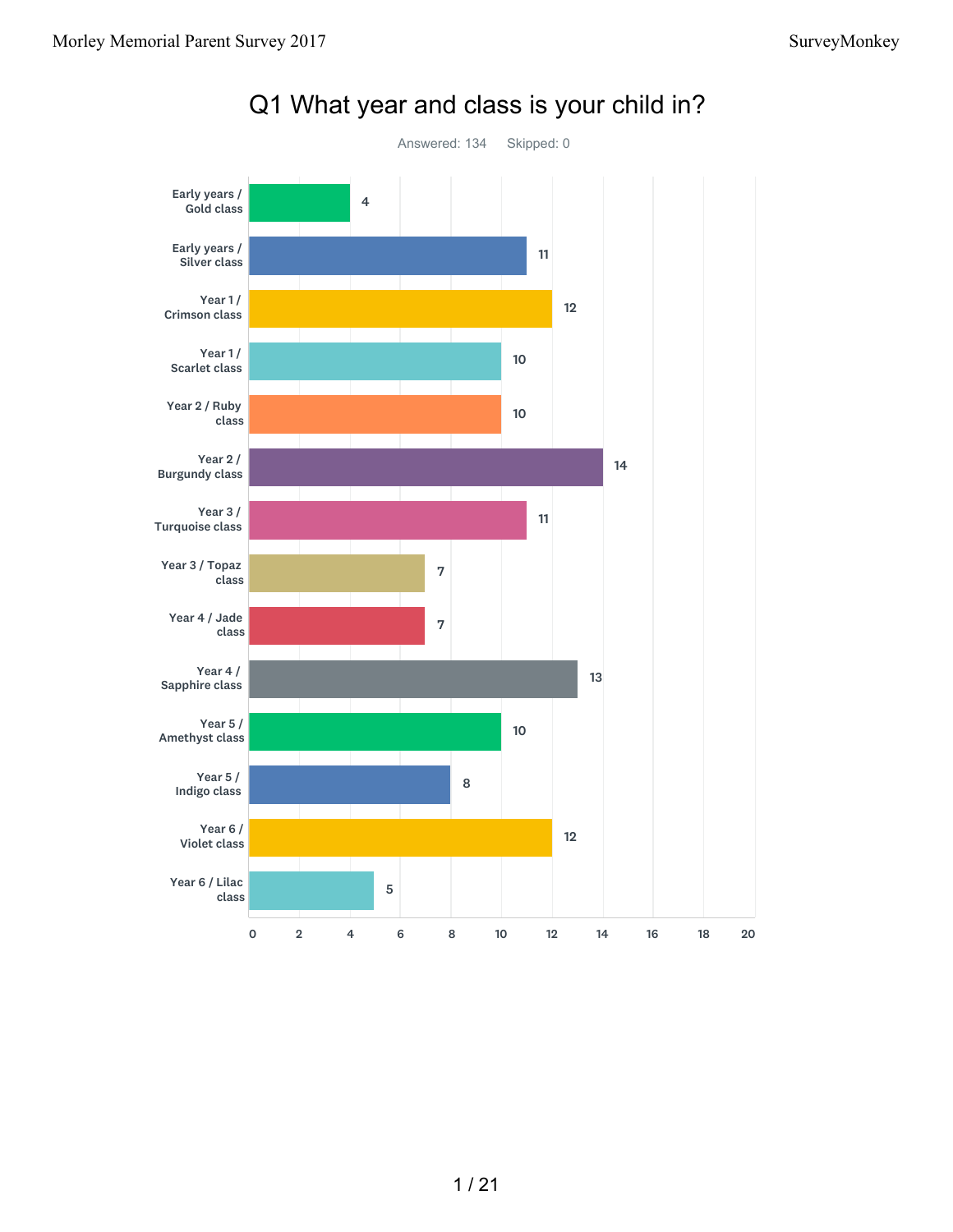# Q1 What year and class is your child in?

Answered: 134 Skipped: 0

| Class | Responses |
|---|---|
| Early years / Gold class | 4 |
| Early years / Silver class | 11 |
| Year 1 / Crimson class | 12 |
| Year 1 / Scarlet class | 10 |
| Year 2 / Ruby class | 10 |
| Year 2 / Burgundy class | 14 |
| Year 3 / Turquoise class | 11 |
| Year 3 / Topaz class | 7 |
| Year 4 / Jade class | 7 |
| Year 4 / Sapphire class | 13 |
| Year 5 / Amethyst class | 10 |
| Year 5 / Indigo class | 8 |
| Year 6 / Violet class | 12 |
| Year 6 / Lilac class | 5 |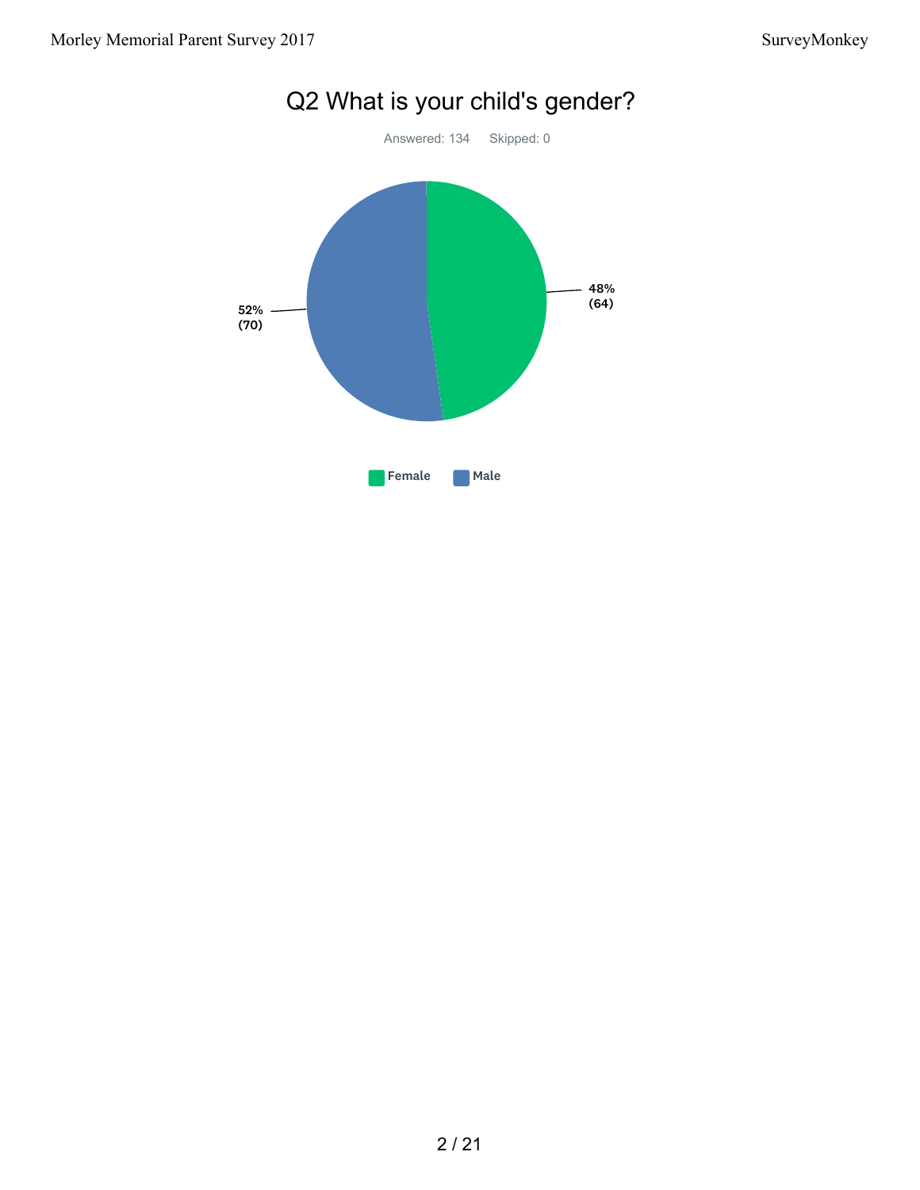## Q2 What is your child's gender?

Answered: 134 Skipped: 0

| Answer | Percentage | Count |
|---|---|---|
| Female | 48% | 64 |
| Male | 52% | 70 |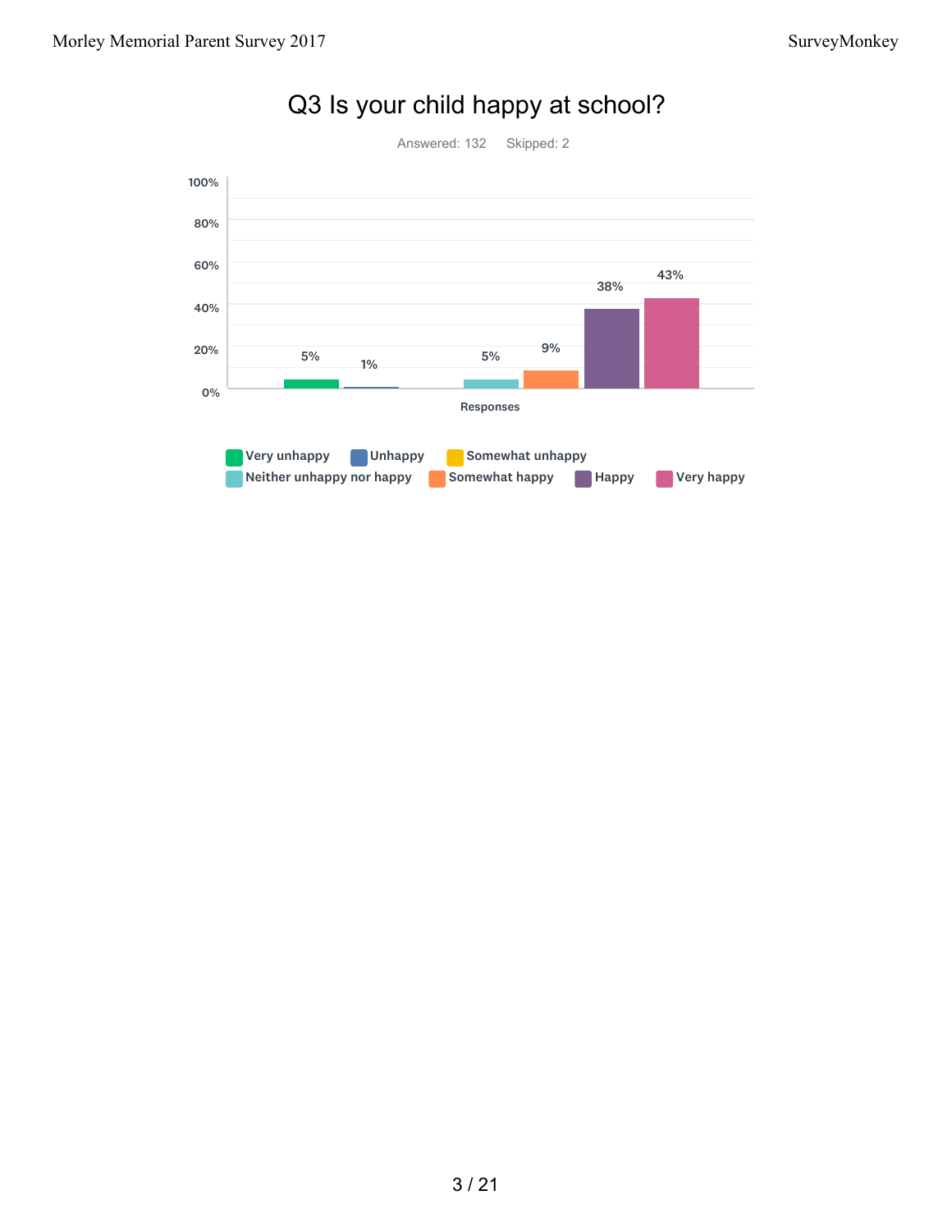# Q3 Is your child happy at school?

Answered: 132 Skipped: 2

| Responses | Percentage |
|---|---|
| Very unhappy | 5% |
| Unhappy | 1% |
| Somewhat unhappy | |
| Neither unhappy nor happy | 5% |
| Somewhat happy | 9% |
| Happy | 38% |
| Very happy | 43% |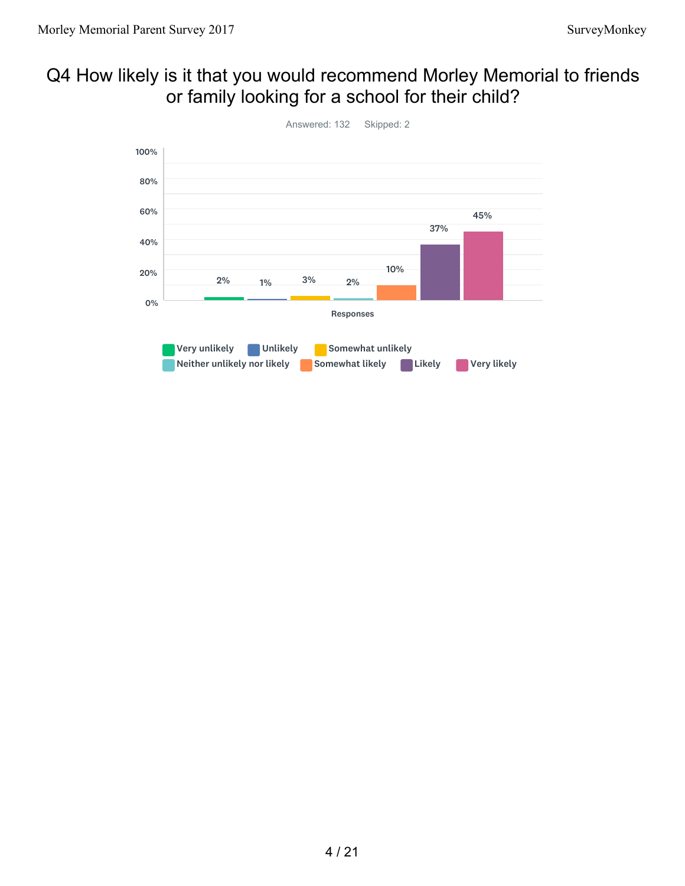# Q4 How likely is it that you would recommend Morley Memorial to friends or family looking for a school for their child?

Answered: 132 Skipped: 2

| Responses | Percentage |
|---|---|
| Very unlikely | 2% |
| Unlikely | 1% |
| Somewhat unlikely | 3% |
| Neither unlikely nor likely | 2% |
| Somewhat likely | 10% |
| Likely | 37% |
| Very likely | 45% |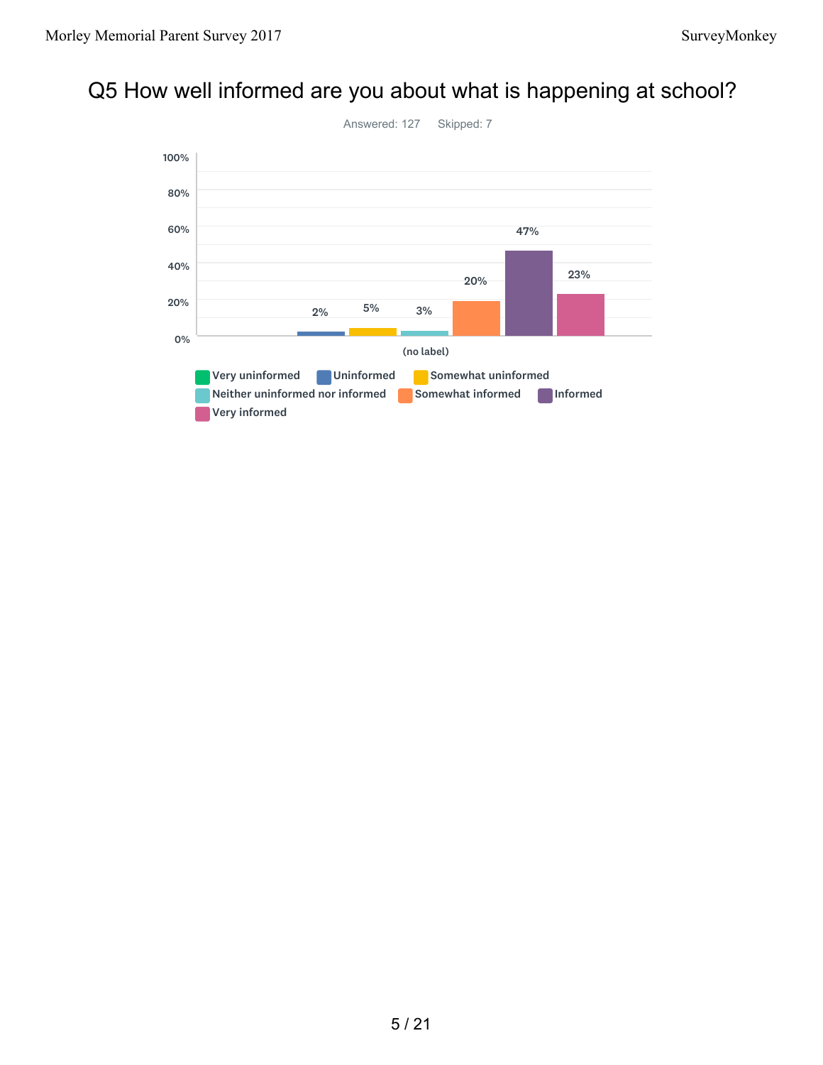# Q5 How well informed are you about what is happening at school?

Answered: 127    Skipped: 7

| Answer | (no label) |
|---|---|
| Very uninformed | |
| Uninformed | 2% |
| Somewhat uninformed | 5% |
| Neither uninformed nor informed | 3% |
| Somewhat informed | 20% |
| Informed | 47% |
| Very informed | 23% |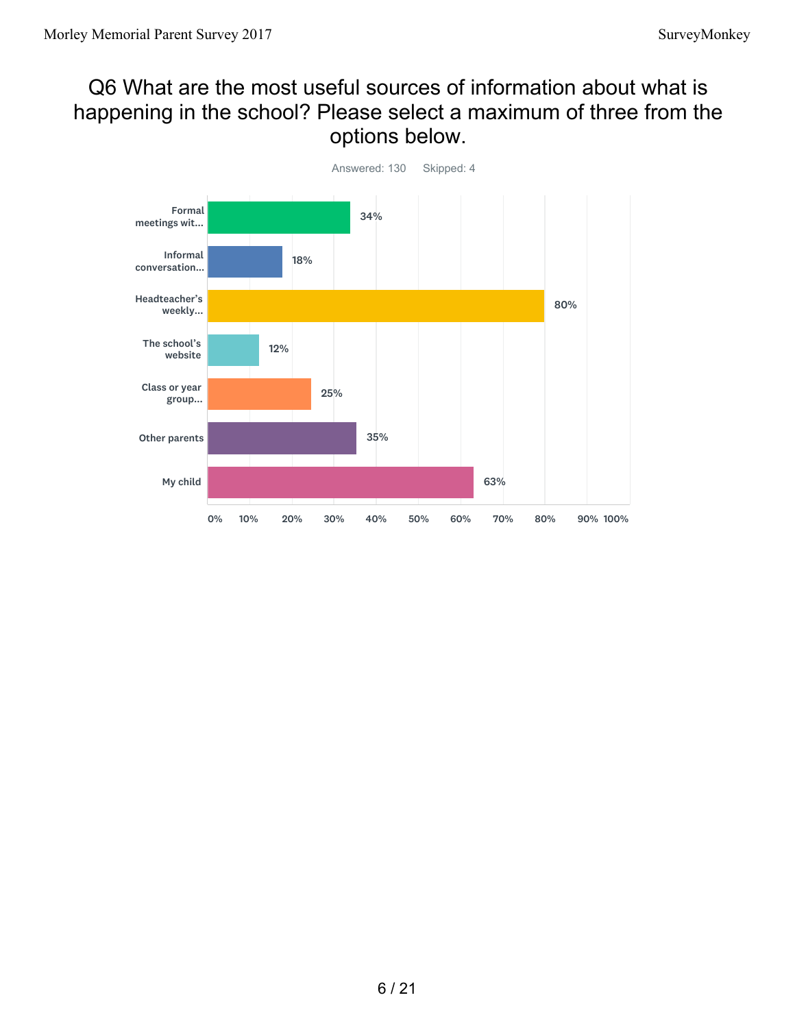## Q6 What are the most useful sources of information about what is happening in the school? Please select a maximum of three from the options below.

Answered: 130 Skipped: 4

| Option | Percentage |
|---|---|
| Formal meetings wit... | 34% |
| Informal conversation... | 18% |
| Headteacher's weekly... | 80% |
| The school's website | 12% |
| Class or year group... | 25% |
| Other parents | 35% |
| My child | 63% |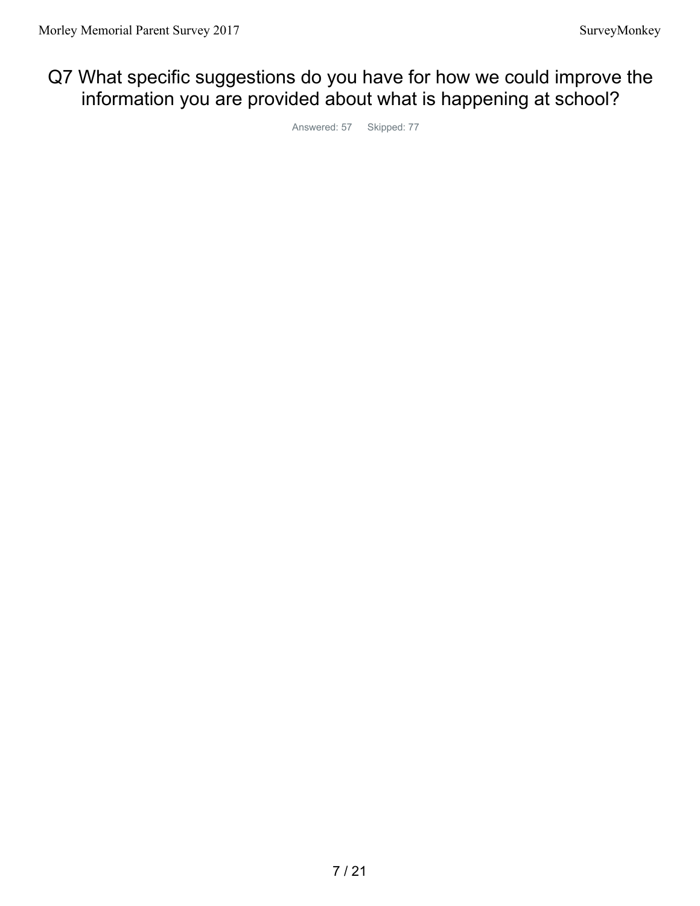# Q7 What specific suggestions do you have for how we could improve the information you are provided about what is happening at school?

Answered: 57 Skipped: 77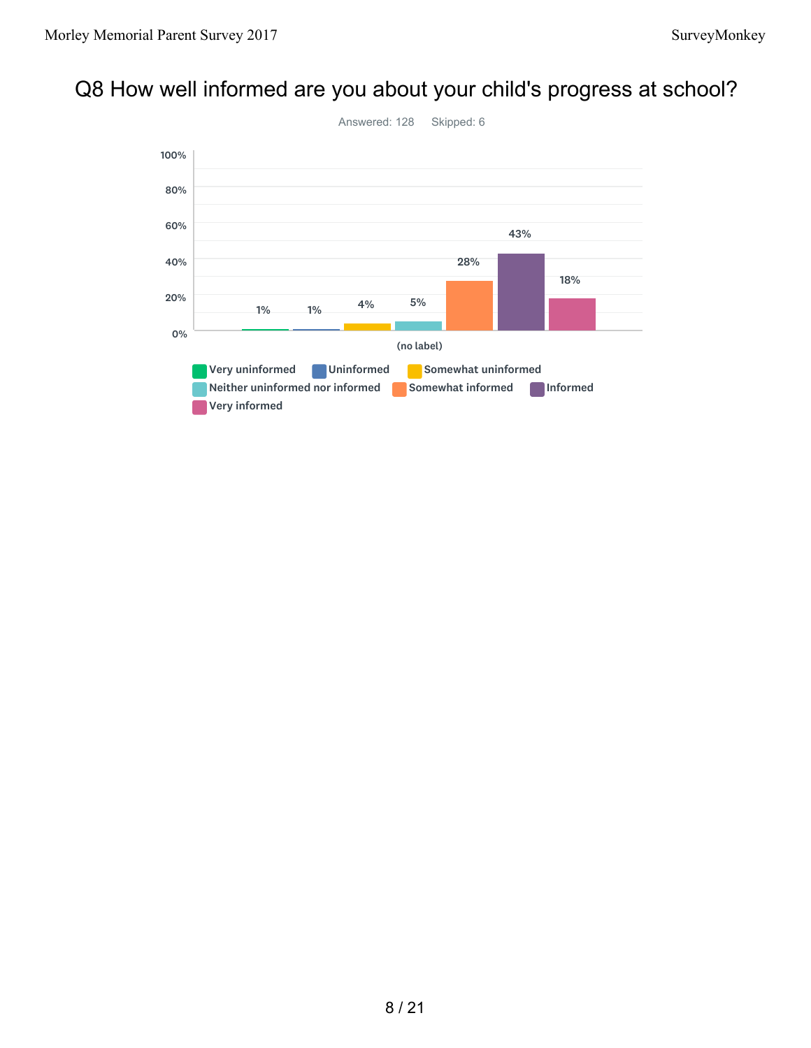# Q8 How well informed are you about your child's progress at school?

Answered: 128 Skipped: 6

| Response | Percentage |
|---|---|
| Very uninformed | 1% |
| Uninformed | 1% |
| Somewhat uninformed | 4% |
| Neither uninformed nor informed | 5% |
| Somewhat informed | 28% |
| Informed | 43% |
| Very informed | 18% |

(no label)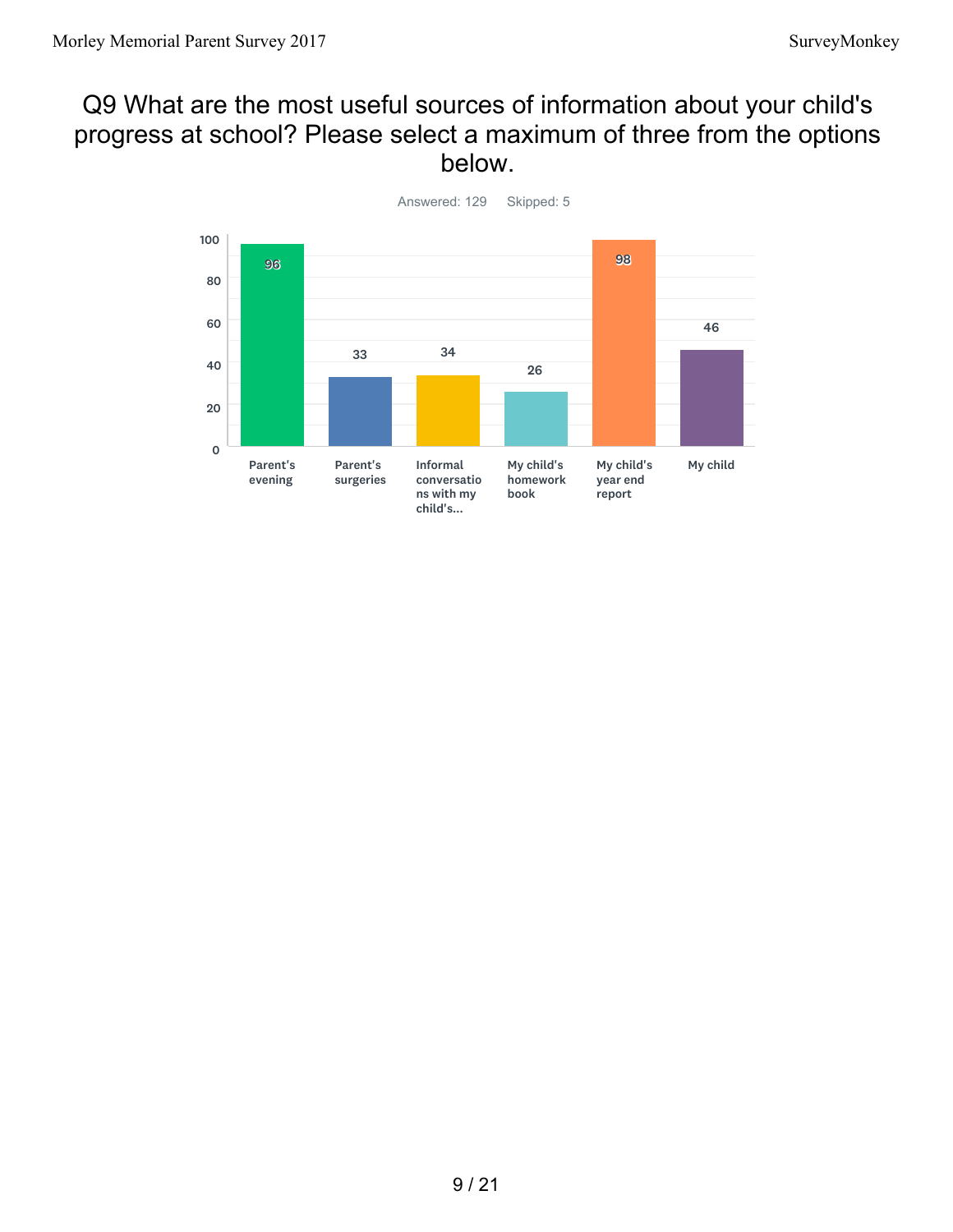# Q9 What are the most useful sources of information about your child's progress at school? Please select a maximum of three from the options below.

Answered: 129    Skipped: 5

| Option | Responses |
|---|---|
| Parent's evening | 96 |
| Parent's surgeries | 33 |
| Informal conversations with my child's... | 34 |
| My child's homework book | 26 |
| My child's year end report | 98 |
| My child | 46 |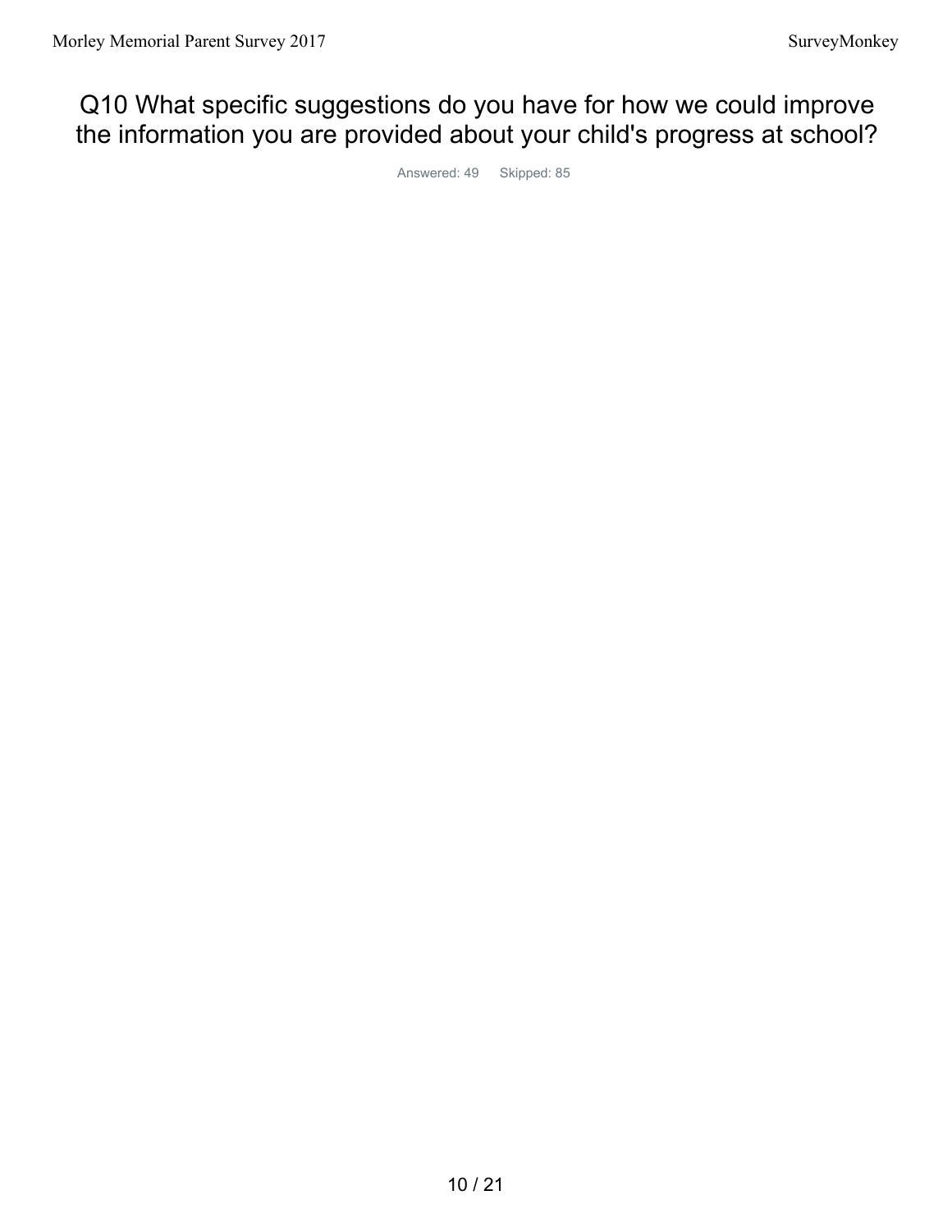# Q10 What specific suggestions do you have for how we could improve the information you are provided about your child's progress at school?

Answered: 49 Skipped: 85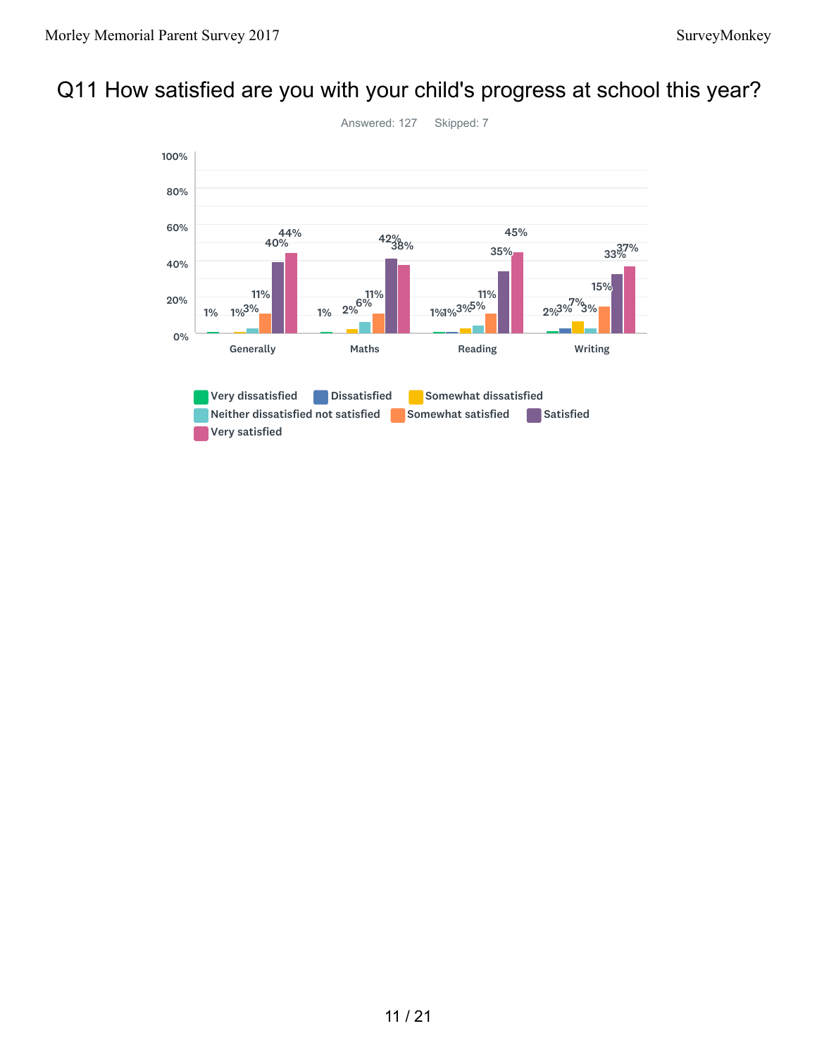# Q11 How satisfied are you with your child's progress at school this year?

Answered: 127    Skipped: 7

| | Very dissatisfied | Dissatisfied | Somewhat dissatisfied | Neither dissatisfied not satisfied | Somewhat satisfied | Satisfied | Very satisfied |
|---|---|---|---|---|---|---|---|
| Generally | 1% | | 1% | 3% | 11% | 40% | 44% |
| Maths | 1% | | 2% | 6% | 11% | 42% | 38% |
| Reading | 1% | 1% | 3% | 5% | 11% | 35% | 45% |
| Writing | 2% | 3% | 7% | 3% | 15% | 33% | 37% |

Very dissatisfied | Dissatisfied | Somewhat dissatisfied | Neither dissatisfied not satisfied | Somewhat satisfied | Satisfied | Very satisfied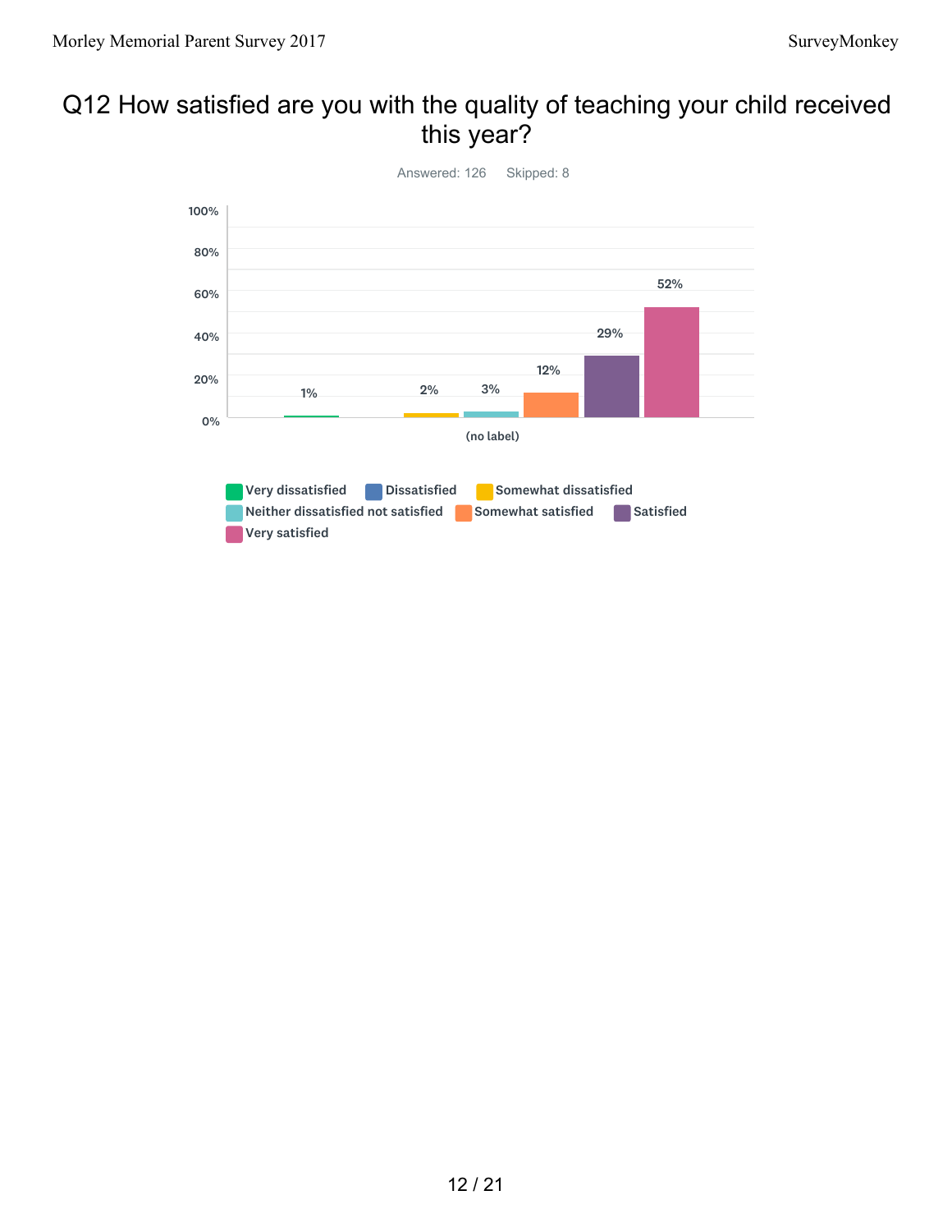# Q12 How satisfied are you with the quality of teaching your child received this year?

Answered: 126 Skipped: 8

| (no label) | Very dissatisfied | Dissatisfied | Somewhat dissatisfied | Neither dissatisfied not satisfied | Somewhat satisfied | Satisfied | Very satisfied |
|---|---|---|---|---|---|---|---|
| % | 1% | | 2% | 3% | 12% | 29% | 52% |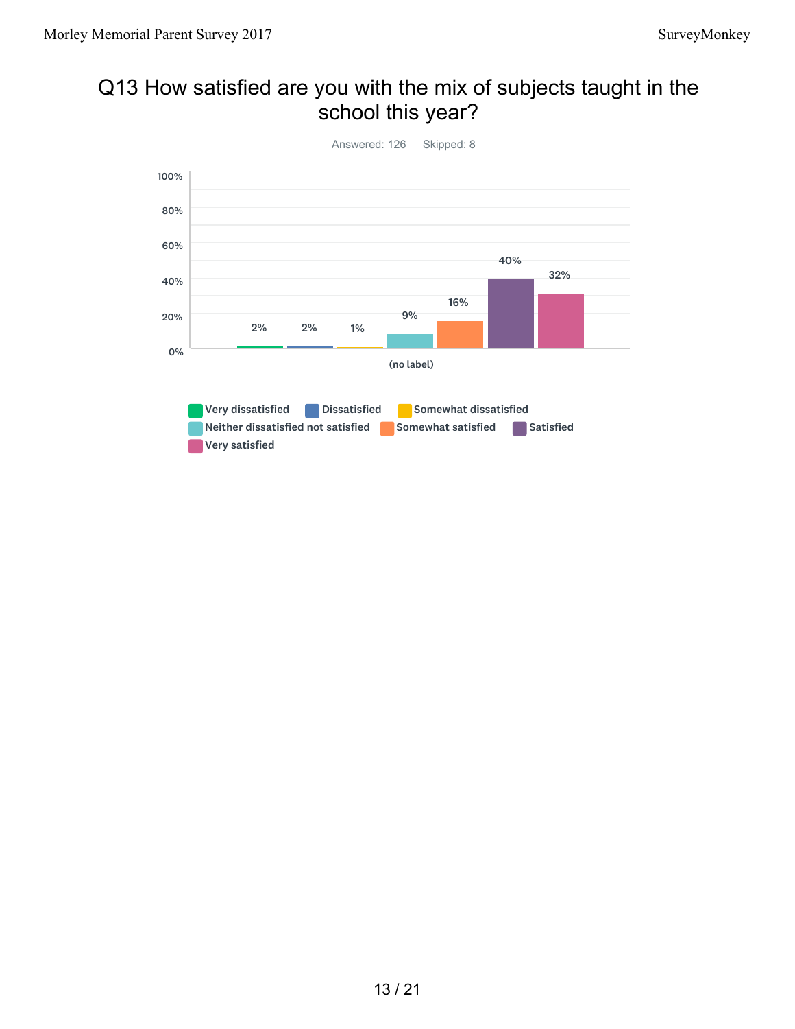# Q13 How satisfied are you with the mix of subjects taught in the school this year?

Answered: 126 Skipped: 8

| (no label) | Percentage |
|---|---|
| Very dissatisfied | 2% |
| Dissatisfied | 2% |
| Somewhat dissatisfied | 1% |
| Neither dissatisfied not satisfied | 9% |
| Somewhat satisfied | 16% |
| Satisfied | 40% |
| Very satisfied | 32% |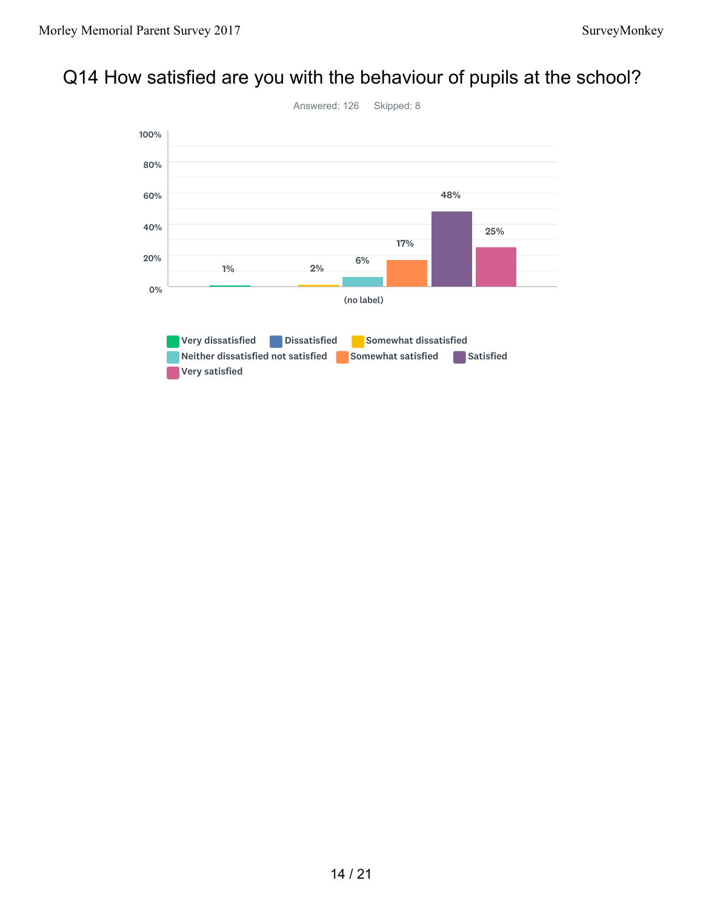# Q14 How satisfied are you with the behaviour of pupils at the school?

Answered: 126 Skipped: 8

| Response | Percentage |
|---|---|
| Very dissatisfied | 1% |
| Dissatisfied | |
| Somewhat dissatisfied | 2% |
| Neither dissatisfied not satisfied | 6% |
| Somewhat satisfied | 17% |
| Satisfied | 48% |
| Very satisfied | 25% |

(no label)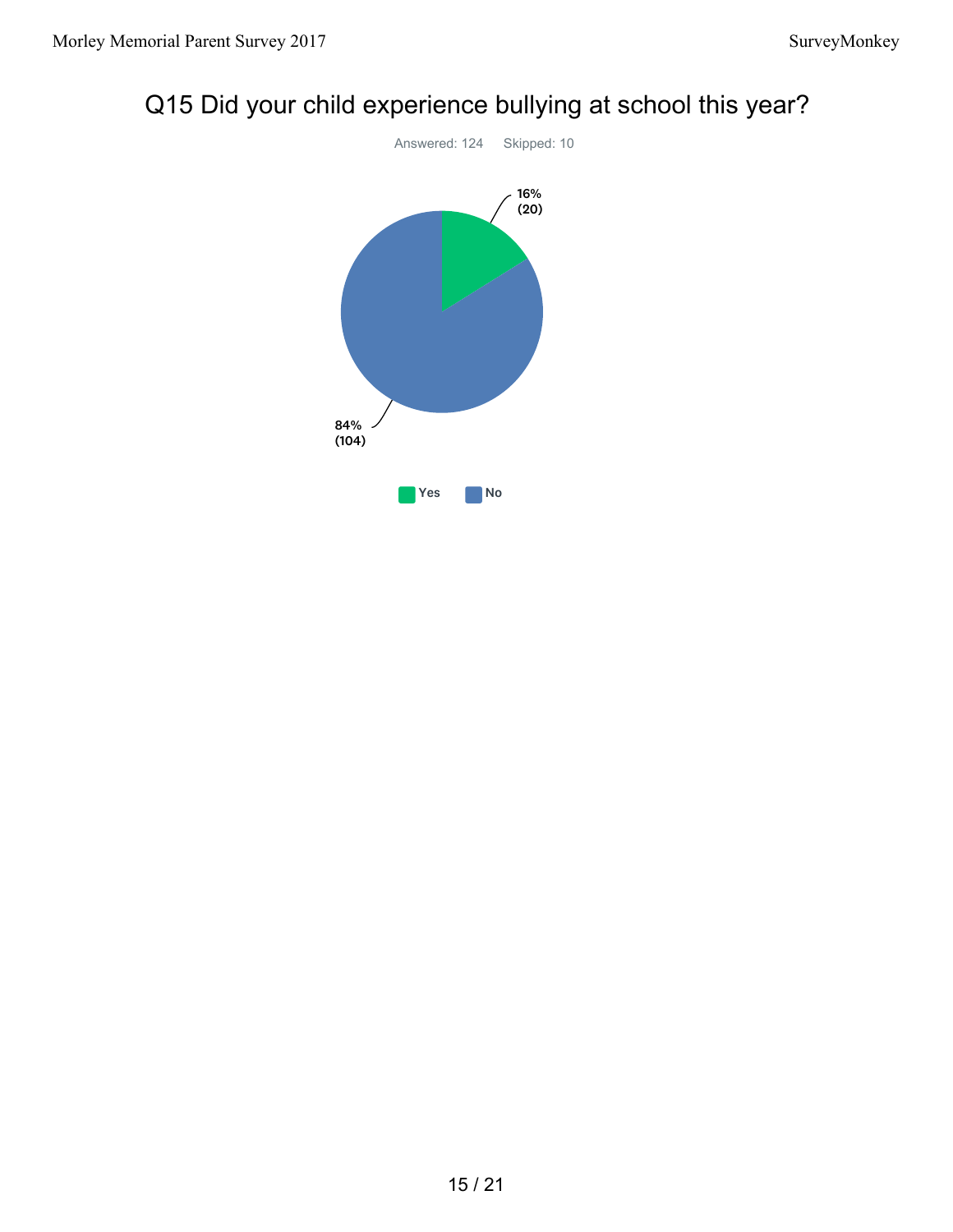# Q15 Did your child experience bullying at school this year?

Answered: 124 Skipped: 10

16% (20)

84% (104)

Yes No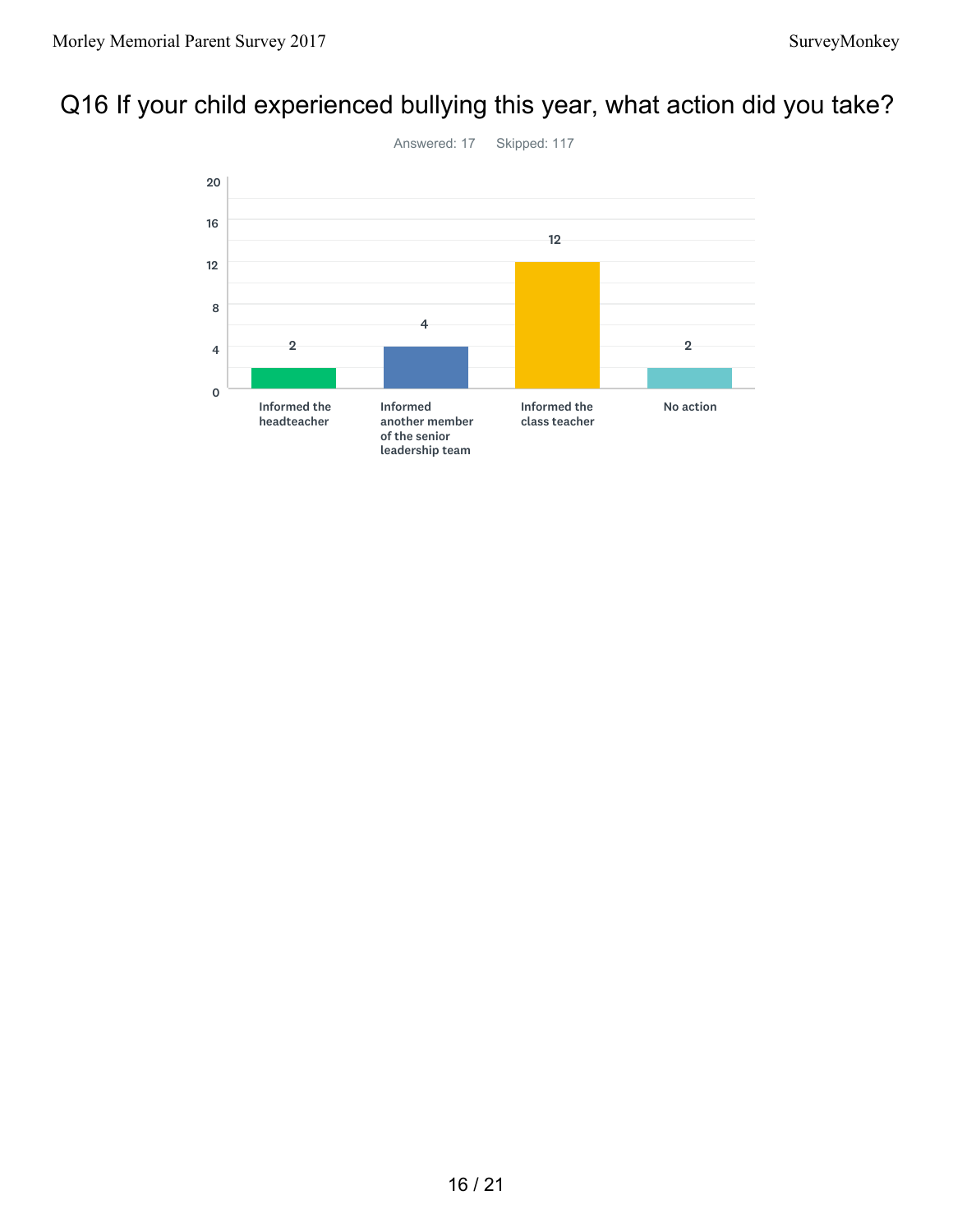# Q16 If your child experienced bullying this year, what action did you take?

Answered: 17 Skipped: 117

| Action | Responses |
|---|---|
| Informed the headteacher | 2 |
| Informed another member of the senior leadership team | 4 |
| Informed the class teacher | 12 |
| No action | 2 |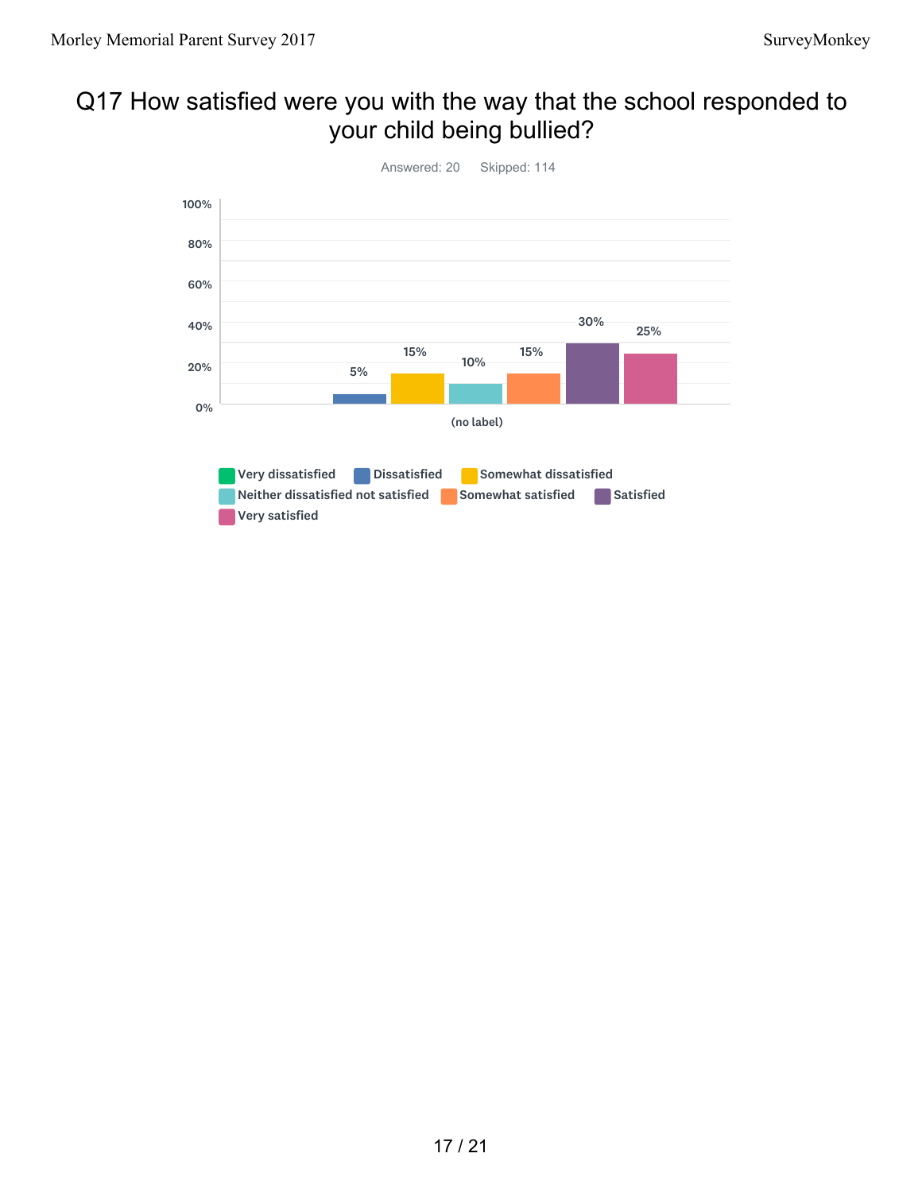# Q17 How satisfied were you with the way that the school responded to your child being bullied?

Answered: 20 Skipped: 114

| Response | Percentage |
|---|---|
| Very dissatisfied | 0% |
| Dissatisfied | 5% |
| Somewhat dissatisfied | 15% |
| Neither dissatisfied not satisfied | 10% |
| Somewhat satisfied | 15% |
| Satisfied | 30% |
| Very satisfied | 25% |

(no label)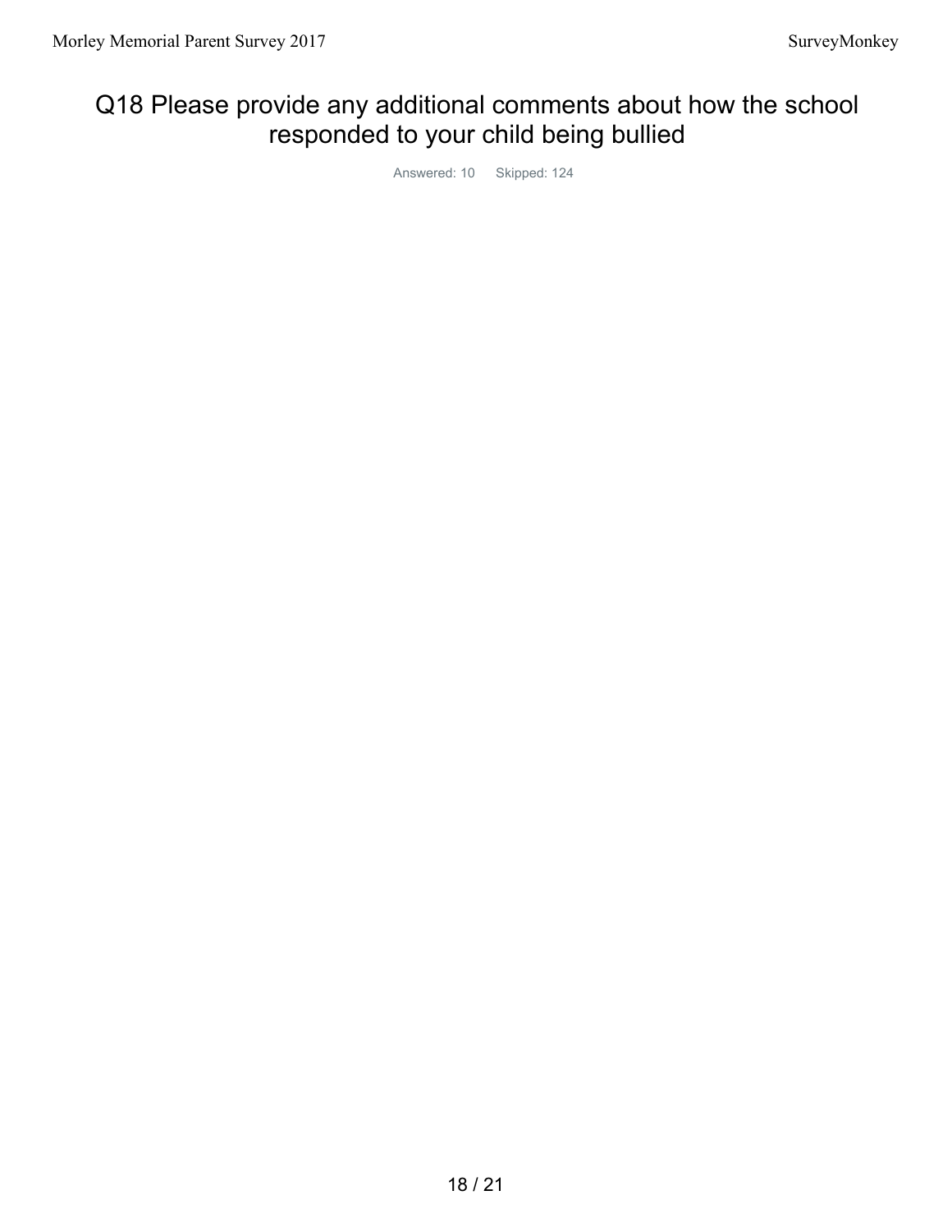# Q18 Please provide any additional comments about how the school responded to your child being bullied

Answered: 10 Skipped: 124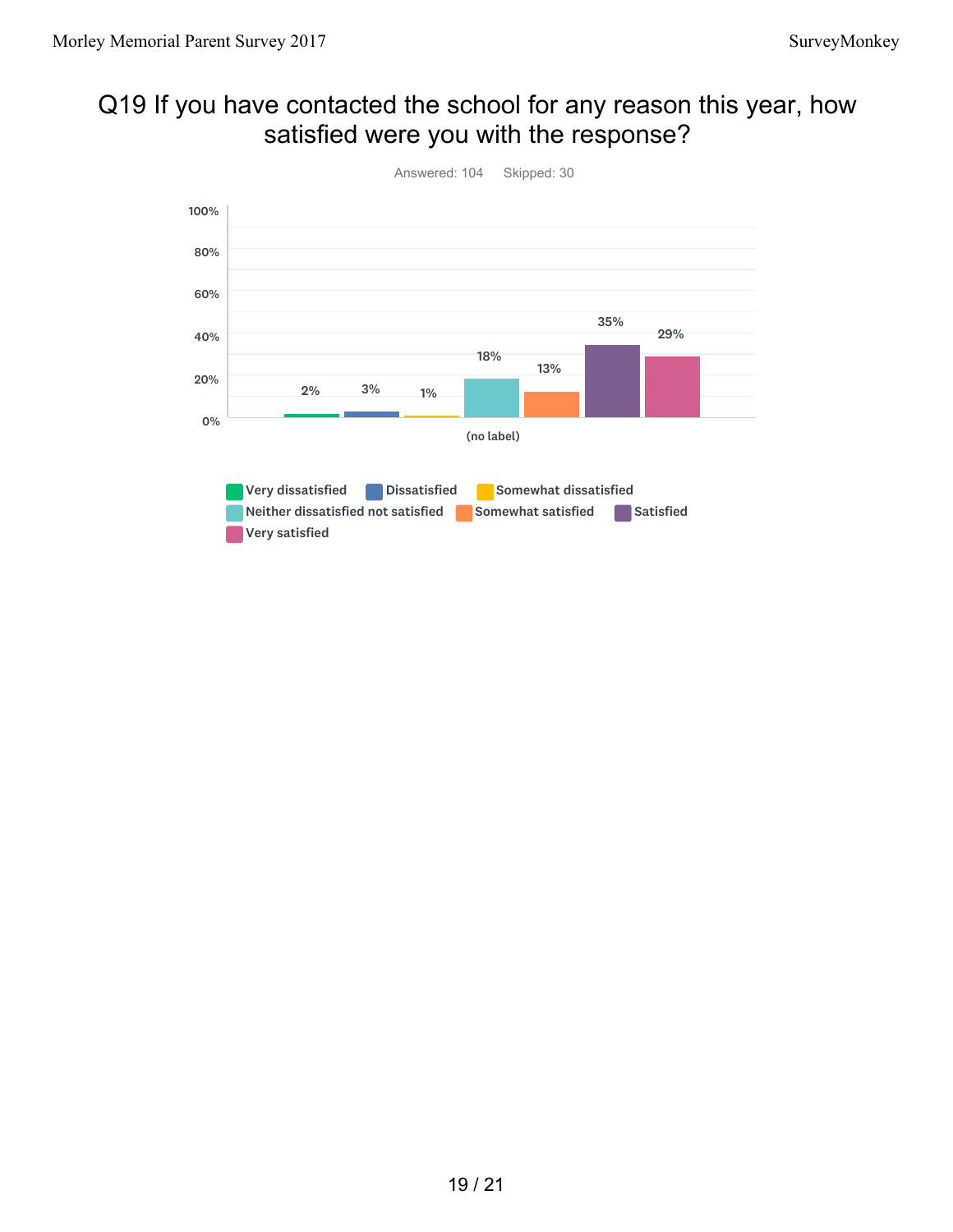# Q19 If you have contacted the school for any reason this year, how satisfied were you with the response?

Answered: 104 Skipped: 30

| Answer Choices | (no label) |
| --- | --- |
| Very dissatisfied | 2% |
| Dissatisfied | 3% |
| Somewhat dissatisfied | 1% |
| Neither dissatisfied not satisfied | 18% |
| Somewhat satisfied | 13% |
| Satisfied | 35% |
| Very satisfied | 29% |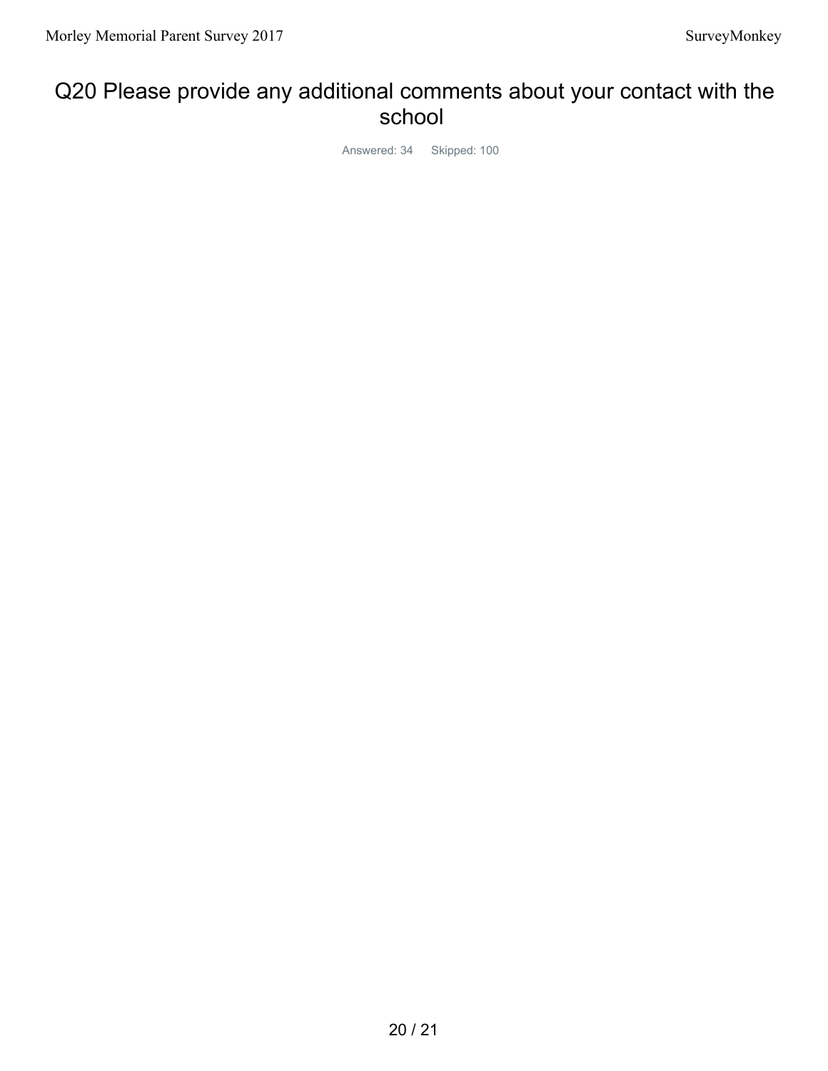# Q20 Please provide any additional comments about your contact with the school

Answered: 34 Skipped: 100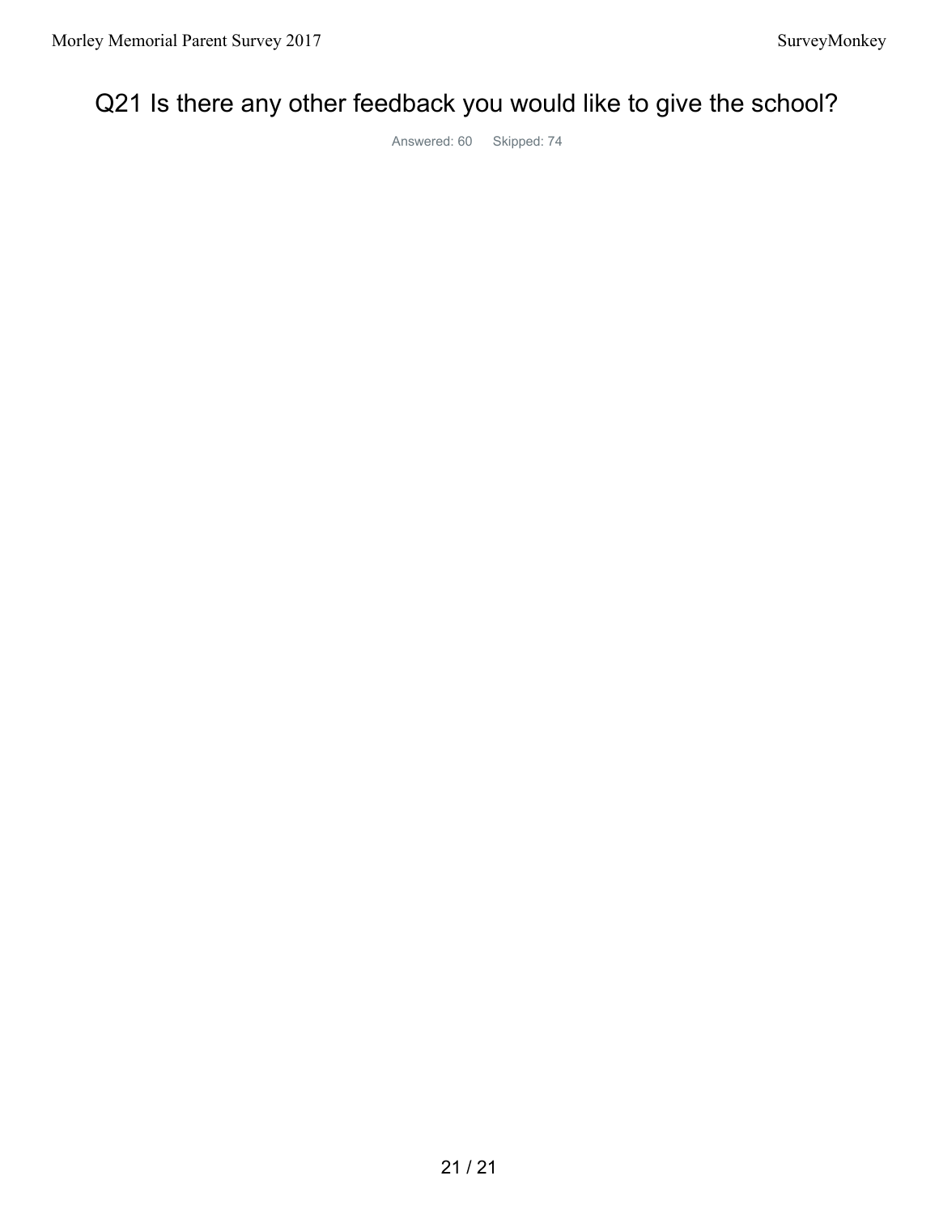## Q21 Is there any other feedback you would like to give the school?

Answered: 60 Skipped: 74